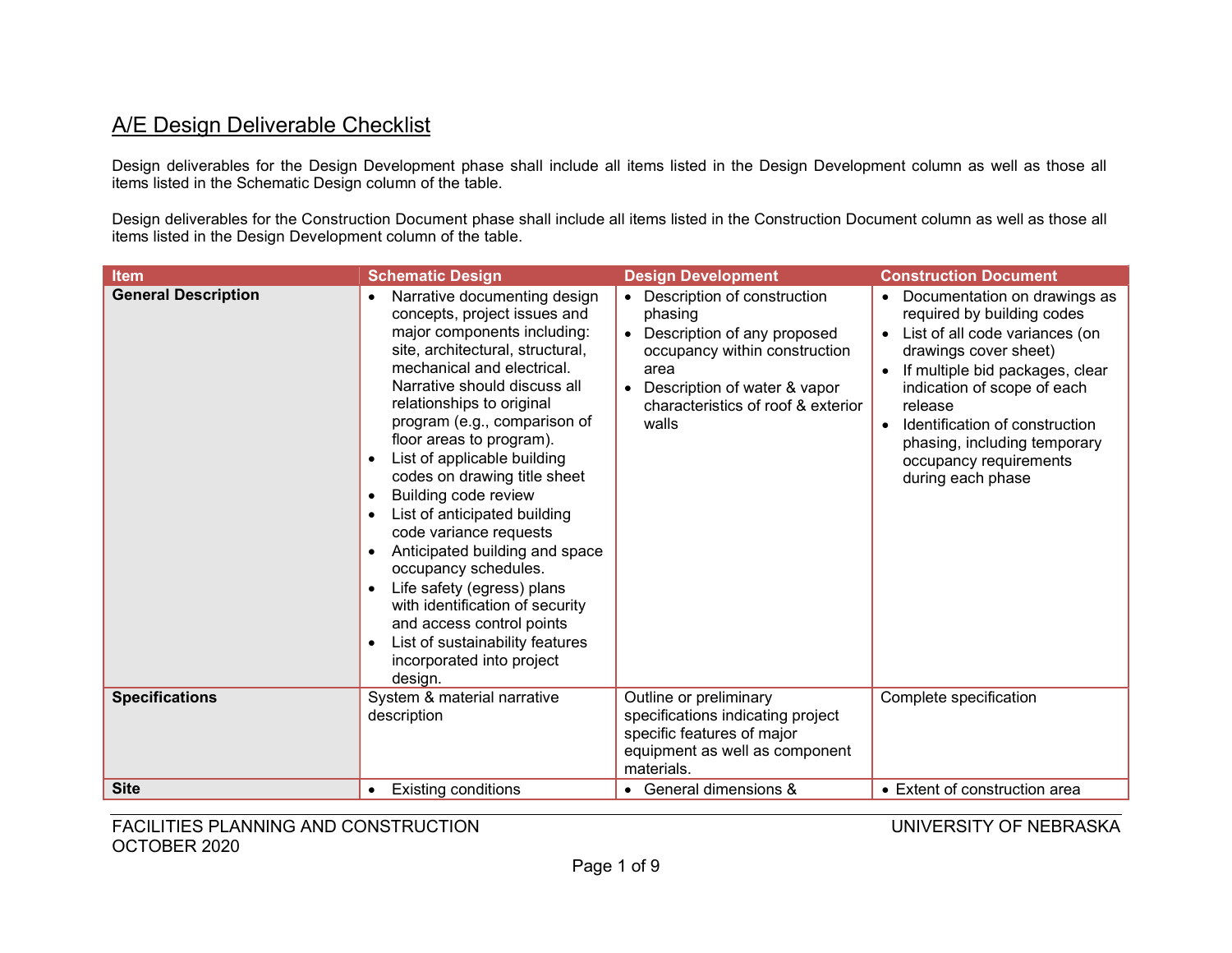# A/E Design Deliverable Checklist

Design deliverables for the Design Development phase shall include all items listed in the Design Development column as well as those all items listed in the Schematic Design column of the table.

Design deliverables for the Construction Document phase shall include all items listed in the Construction Document column as well as those all items listed in the Design Development column of the table.

| Item | Schematic Design | Design Development | Construction Document |
| --- | --- | --- | --- |
| **General Description** | • Narrative documenting design concepts, project issues and major components including: site, architectural, structural, mechanical and electrical. Narrative should discuss all relationships to original program (e.g., comparison of floor areas to program).<br>• List of applicable building codes on drawing title sheet<br>• Building code review<br>• List of anticipated building code variance requests<br>• Anticipated building and space occupancy schedules.<br>• Life safety (egress) plans with identification of security and access control points<br>• List of sustainability features incorporated into project design. | • Description of construction phasing<br>• Description of any proposed occupancy within construction area<br>• Description of water & vapor characteristics of roof & exterior walls | • Documentation on drawings as required by building codes<br>• List of all code variances (on drawings cover sheet)<br>• If multiple bid packages, clear indication of scope of each release<br>• Identification of construction phasing, including temporary occupancy requirements during each phase |
| **Specifications** | System & material narrative description | Outline or preliminary specifications indicating project specific features of major equipment as well as component materials. | Complete specification |
| **Site** | • Existing conditions | • General dimensions & | • Extent of construction area |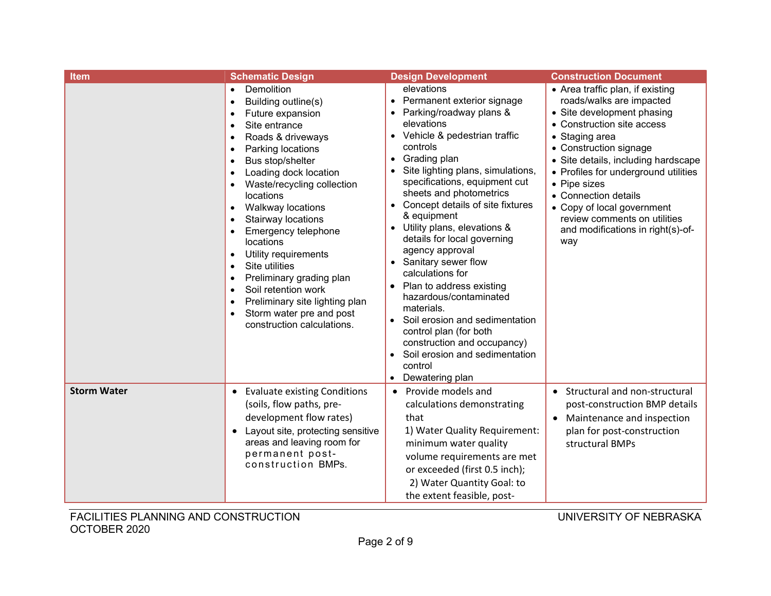| Item | Schematic Design | Design Development | Construction Document |
|---|---|---|---|
| | • Demolition<br>• Building outline(s)<br>• Future expansion<br>• Site entrance<br>• Roads & driveways<br>• Parking locations<br>• Bus stop/shelter<br>• Loading dock location<br>• Waste/recycling collection locations<br>• Walkway locations<br>• Stairway locations<br>• Emergency telephone locations<br>• Utility requirements<br>• Site utilities<br>• Preliminary grading plan<br>• Soil retention work<br>• Preliminary site lighting plan<br>• Storm water pre and post construction calculations. | elevations<br>• Permanent exterior signage<br>• Parking/roadway plans & elevations<br>• Vehicle & pedestrian traffic controls<br>• Grading plan<br>• Site lighting plans, simulations, specifications, equipment cut sheets and photometrics<br>• Concept details of site fixtures & equipment<br>• Utility plans, elevations & details for local governing agency approval<br>• Sanitary sewer flow calculations for<br>• Plan to address existing hazardous/contaminated materials.<br>• Soil erosion and sedimentation control plan (for both construction and occupancy)<br>• Soil erosion and sedimentation control<br>• Dewatering plan | • Area traffic plan, if existing roads/walks are impacted<br>• Site development phasing<br>• Construction site access<br>• Staging area<br>• Construction signage<br>• Site details, including hardscape<br>• Profiles for underground utilities<br>• Pipe sizes<br>• Connection details<br>• Copy of local government review comments on utilities and modifications in right(s)-of-way |
| **Storm Water** | • Evaluate existing Conditions (soils, flow paths, pre-development flow rates)<br>• Layout site, protecting sensitive areas and leaving room for permanent post-construction BMPs. | • Provide models and calculations demonstrating that<br>1) Water Quality Requirement: minimum water quality volume requirements are met or exceeded (first 0.5 inch);<br>2) Water Quantity Goal: to the extent feasible, post- | • Structural and non-structural post-construction BMP details<br>• Maintenance and inspection plan for post-construction structural BMPs |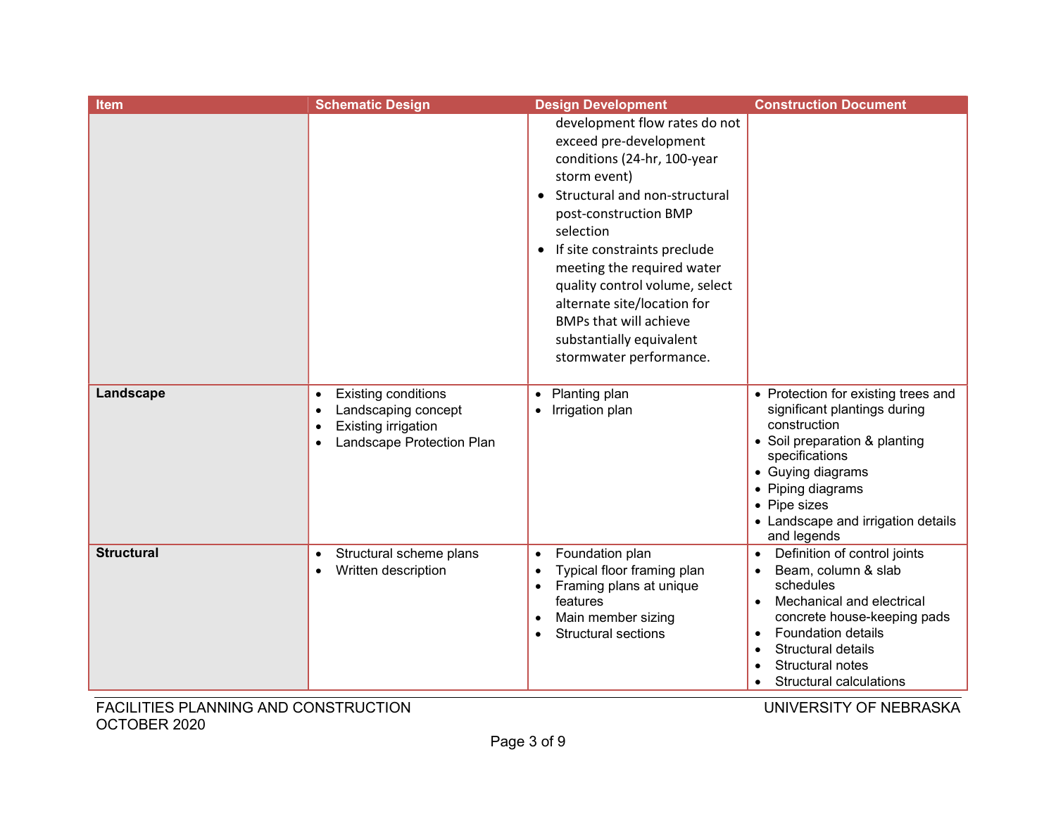| Item | Schematic Design | Design Development | Construction Document |
|---|---|---|---|
| | | development flow rates do not exceed pre-development conditions (24-hr, 100-year storm event)<br>• Structural and non-structural post-construction BMP selection<br>• If site constraints preclude meeting the required water quality control volume, select alternate site/location for BMPs that will achieve substantially equivalent stormwater performance. | |
| **Landscape** | • Existing conditions<br>• Landscaping concept<br>• Existing irrigation<br>• Landscape Protection Plan | • Planting plan<br>• Irrigation plan | • Protection for existing trees and significant plantings during construction<br>• Soil preparation & planting specifications<br>• Guying diagrams<br>• Piping diagrams<br>• Pipe sizes<br>• Landscape and irrigation details and legends |
| **Structural** | • Structural scheme plans<br>• Written description | • Foundation plan<br>• Typical floor framing plan<br>• Framing plans at unique features<br>• Main member sizing<br>• Structural sections | • Definition of control joints<br>• Beam, column & slab schedules<br>• Mechanical and electrical concrete house-keeping pads<br>• Foundation details<br>• Structural details<br>• Structural notes<br>• Structural calculations |

FACILITIES PLANNING AND CONSTRUCTION
OCTOBER 2020

UNIVERSITY OF NEBRASKA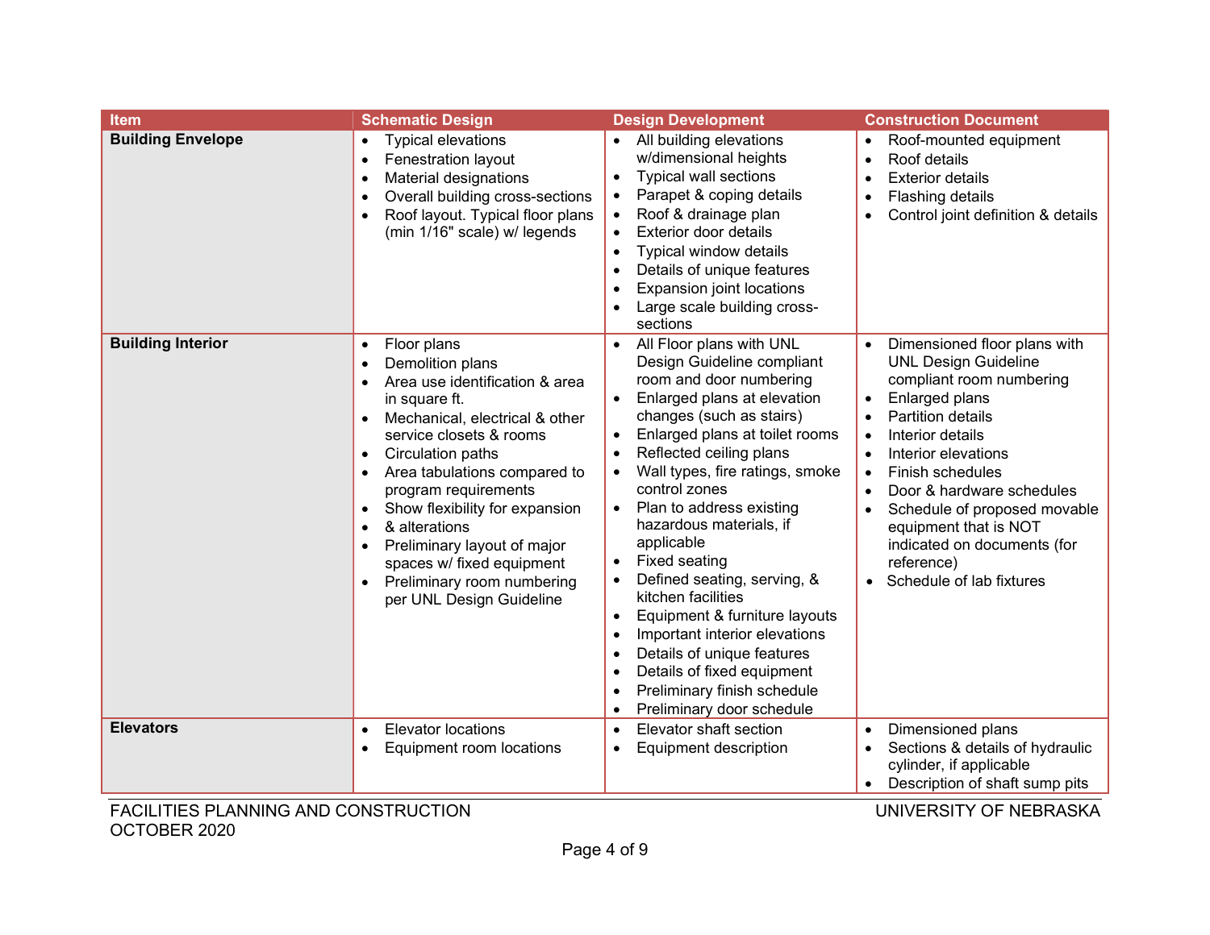| Item | Schematic Design | Design Development | Construction Document |
|---|---|---|---|
| **Building Envelope** | • Typical elevations<br>• Fenestration layout<br>• Material designations<br>• Overall building cross-sections<br>• Roof layout. Typical floor plans (min 1/16" scale) w/ legends | • All building elevations w/dimensional heights<br>• Typical wall sections<br>• Parapet & coping details<br>• Roof & drainage plan<br>• Exterior door details<br>• Typical window details<br>• Details of unique features<br>• Expansion joint locations<br>• Large scale building cross-sections | • Roof-mounted equipment<br>• Roof details<br>• Exterior details<br>• Flashing details<br>• Control joint definition & details |
| **Building Interior** | • Floor plans<br>• Demolition plans<br>• Area use identification & area in square ft.<br>• Mechanical, electrical & other service closets & rooms<br>• Circulation paths<br>• Area tabulations compared to program requirements<br>• Show flexibility for expansion<br>• & alterations<br>• Preliminary layout of major spaces w/ fixed equipment<br>• Preliminary room numbering per UNL Design Guideline | • All Floor plans with UNL Design Guideline compliant room and door numbering<br>• Enlarged plans at elevation changes (such as stairs)<br>• Enlarged plans at toilet rooms<br>• Reflected ceiling plans<br>• Wall types, fire ratings, smoke control zones<br>• Plan to address existing hazardous materials, if applicable<br>• Fixed seating<br>• Defined seating, serving, & kitchen facilities<br>• Equipment & furniture layouts<br>• Important interior elevations<br>• Details of unique features<br>• Details of fixed equipment<br>• Preliminary finish schedule<br>• Preliminary door schedule | • Dimensioned floor plans with UNL Design Guideline compliant room numbering<br>• Enlarged plans<br>• Partition details<br>• Interior details<br>• Interior elevations<br>• Finish schedules<br>• Door & hardware schedules<br>• Schedule of proposed movable equipment that is NOT indicated on documents (for reference)<br>• Schedule of lab fixtures |
| **Elevators** | • Elevator locations<br>• Equipment room locations | • Elevator shaft section<br>• Equipment description | • Dimensioned plans<br>• Sections & details of hydraulic cylinder, if applicable<br>• Description of shaft sump pits |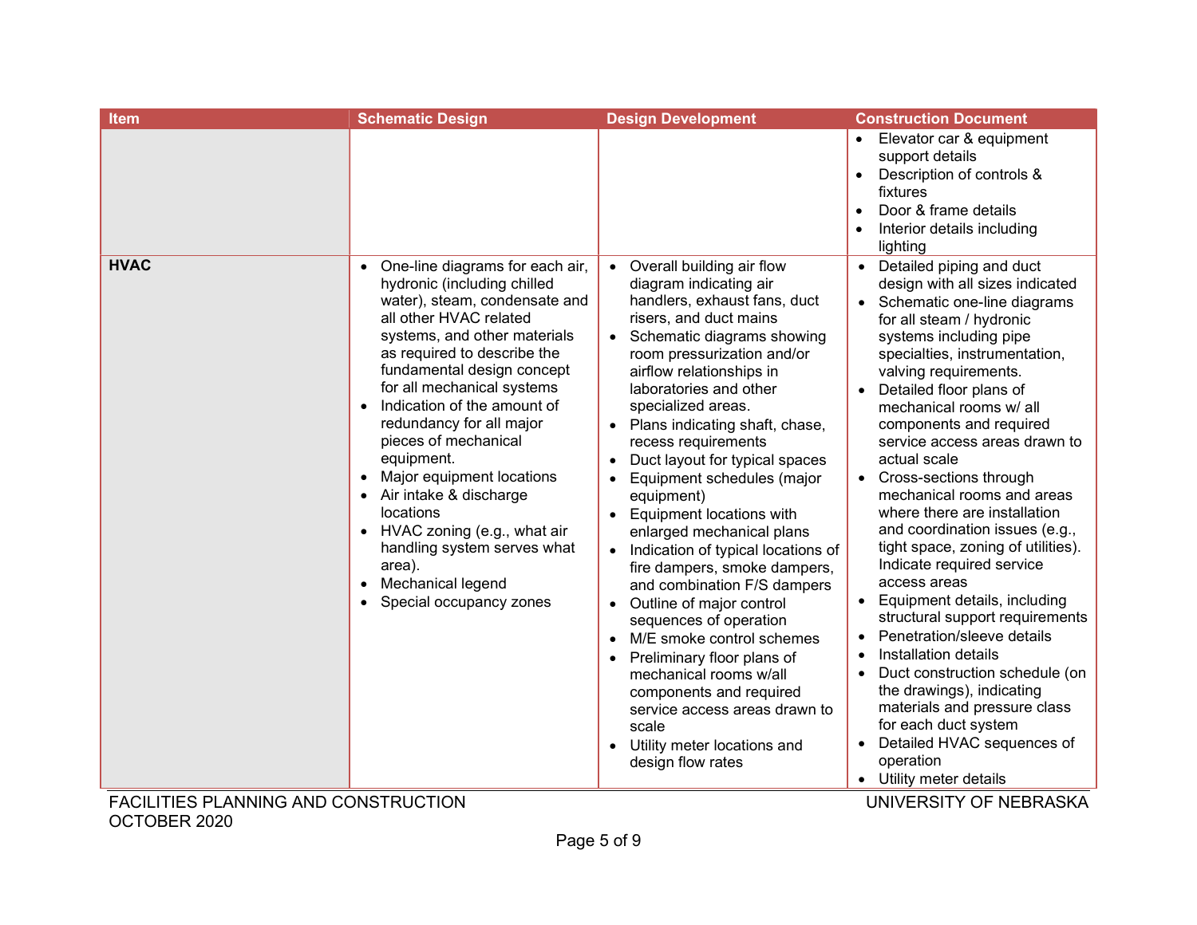| Item | Schematic Design | Design Development | Construction Document |
|---|---|---|---|
| | | | • Elevator car & equipment support details<br>• Description of controls & fixtures<br>• Door & frame details<br>• Interior details including lighting |
| **HVAC** | • One-line diagrams for each air, hydronic (including chilled water), steam, condensate and all other HVAC related systems, and other materials as required to describe the fundamental design concept for all mechanical systems<br>• Indication of the amount of redundancy for all major pieces of mechanical equipment.<br>• Major equipment locations<br>• Air intake & discharge locations<br>• HVAC zoning (e.g., what air handling system serves what area).<br>• Mechanical legend<br>• Special occupancy zones | • Overall building air flow diagram indicating air handlers, exhaust fans, duct risers, and duct mains<br>• Schematic diagrams showing room pressurization and/or airflow relationships in laboratories and other specialized areas.<br>• Plans indicating shaft, chase, recess requirements<br>• Duct layout for typical spaces<br>• Equipment schedules (major equipment)<br>• Equipment locations with enlarged mechanical plans<br>• Indication of typical locations of fire dampers, smoke dampers, and combination F/S dampers<br>• Outline of major control sequences of operation<br>• M/E smoke control schemes<br>• Preliminary floor plans of mechanical rooms w/all components and required service access areas drawn to scale<br>• Utility meter locations and design flow rates | • Detailed piping and duct design with all sizes indicated<br>• Schematic one-line diagrams for all steam / hydronic systems including pipe specialties, instrumentation, valving requirements.<br>• Detailed floor plans of mechanical rooms w/ all components and required service access areas drawn to actual scale<br>• Cross-sections through mechanical rooms and areas where there are installation and coordination issues (e.g., tight space, zoning of utilities). Indicate required service access areas<br>• Equipment details, including structural support requirements<br>• Penetration/sleeve details<br>• Installation details<br>• Duct construction schedule (on the drawings), indicating materials and pressure class for each duct system<br>• Detailed HVAC sequences of operation<br>• Utility meter details |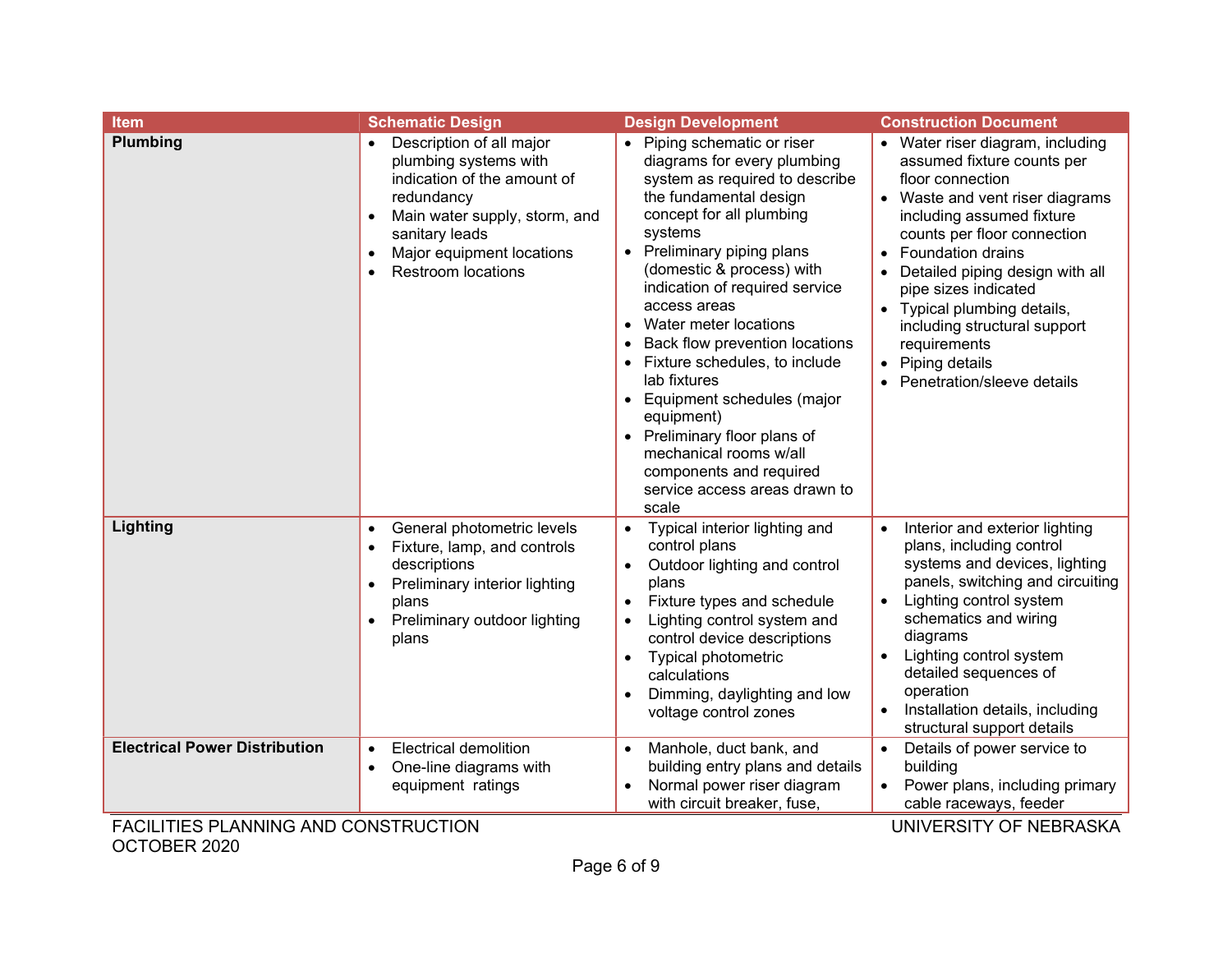| Item | Schematic Design | Design Development | Construction Document |
|---|---|---|---|
| **Plumbing** | • Description of all major plumbing systems with indication of the amount of redundancy<br>• Main water supply, storm, and sanitary leads<br>• Major equipment locations<br>• Restroom locations | • Piping schematic or riser diagrams for every plumbing system as required to describe the fundamental design concept for all plumbing systems<br>• Preliminary piping plans (domestic & process) with indication of required service access areas<br>• Water meter locations<br>• Back flow prevention locations<br>• Fixture schedules, to include lab fixtures<br>• Equipment schedules (major equipment)<br>• Preliminary floor plans of mechanical rooms w/all components and required service access areas drawn to scale | • Water riser diagram, including assumed fixture counts per floor connection<br>• Waste and vent riser diagrams including assumed fixture counts per floor connection<br>• Foundation drains<br>• Detailed piping design with all pipe sizes indicated<br>• Typical plumbing details, including structural support requirements<br>• Piping details<br>• Penetration/sleeve details |
| **Lighting** | • General photometric levels<br>• Fixture, lamp, and controls descriptions<br>• Preliminary interior lighting plans<br>• Preliminary outdoor lighting plans | • Typical interior lighting and control plans<br>• Outdoor lighting and control plans<br>• Fixture types and schedule<br>• Lighting control system and control device descriptions<br>• Typical photometric calculations<br>• Dimming, daylighting and low voltage control zones | • Interior and exterior lighting plans, including control systems and devices, lighting panels, switching and circuiting<br>• Lighting control system schematics and wiring diagrams<br>• Lighting control system detailed sequences of operation<br>• Installation details, including structural support details |
| **Electrical Power Distribution** | • Electrical demolition<br>• One-line diagrams with equipment ratings | • Manhole, duct bank, and building entry plans and details<br>• Normal power riser diagram with circuit breaker, fuse, | • Details of power service to building<br>• Power plans, including primary cable raceways, feeder |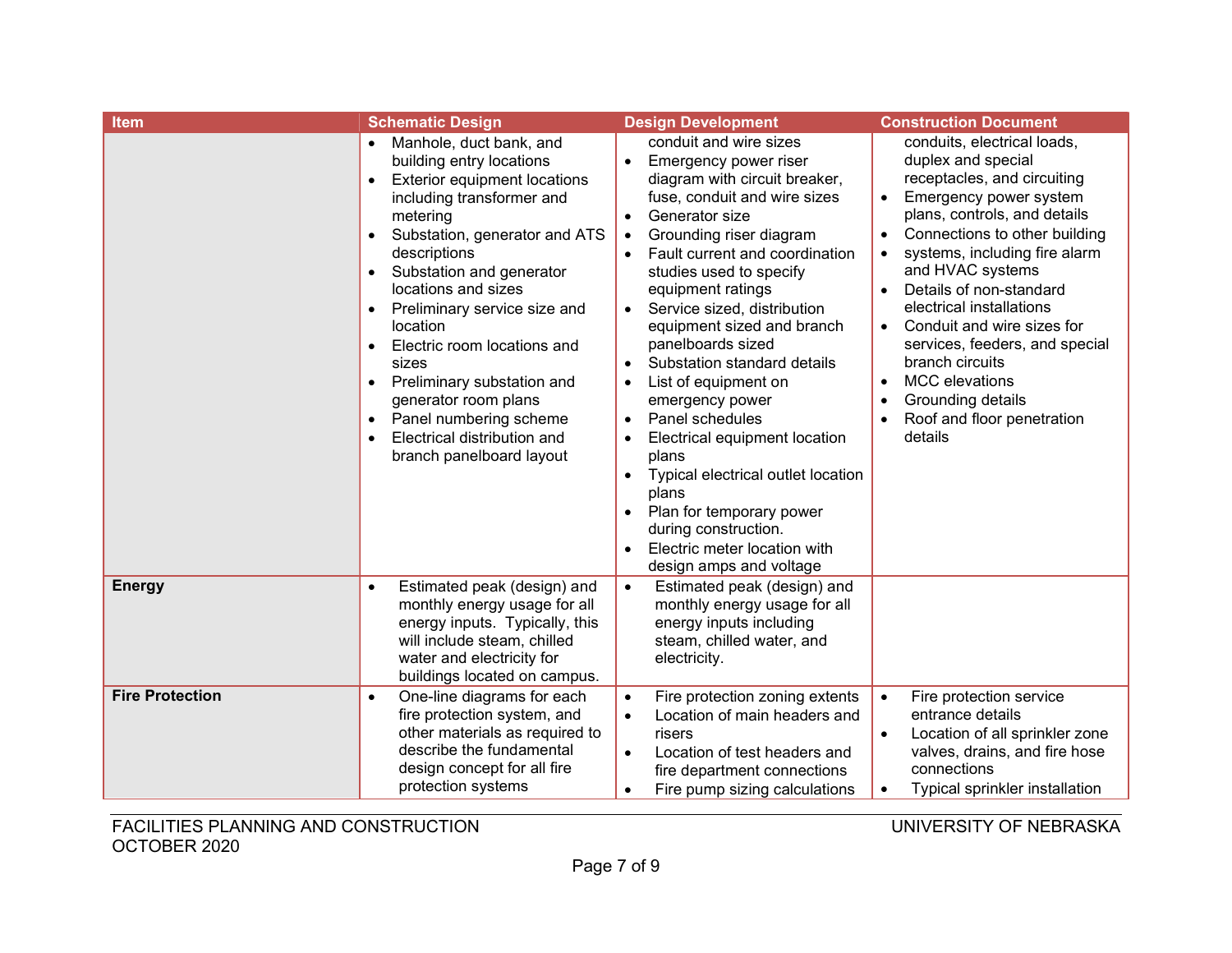| Item | Schematic Design | Design Development | Construction Document |
|---|---|---|---|
| | • Manhole, duct bank, and building entry locations<br>• Exterior equipment locations including transformer and metering<br>• Substation, generator and ATS descriptions<br>• Substation and generator locations and sizes<br>• Preliminary service size and location<br>• Electric room locations and sizes<br>• Preliminary substation and generator room plans<br>• Panel numbering scheme<br>• Electrical distribution and branch panelboard layout | conduit and wire sizes<br>• Emergency power riser diagram with circuit breaker, fuse, conduit and wire sizes<br>• Generator size<br>• Grounding riser diagram<br>• Fault current and coordination studies used to specify equipment ratings<br>• Service sized, distribution equipment sized and branch panelboards sized<br>• Substation standard details<br>• List of equipment on emergency power<br>• Panel schedules<br>• Electrical equipment location plans<br>• Typical electrical outlet location plans<br>• Plan for temporary power during construction.<br>• Electric meter location with design amps and voltage | conduits, electrical loads, duplex and special receptacles, and circuiting<br>• Emergency power system plans, controls, and details<br>• Connections to other building<br>• systems, including fire alarm and HVAC systems<br>• Details of non-standard electrical installations<br>• Conduit and wire sizes for services, feeders, and special branch circuits<br>• MCC elevations<br>• Grounding details<br>• Roof and floor penetration details |
| **Energy** | • Estimated peak (design) and monthly energy usage for all energy inputs. Typically, this will include steam, chilled water and electricity for buildings located on campus. | • Estimated peak (design) and monthly energy usage for all energy inputs including steam, chilled water, and electricity. | |
| **Fire Protection** | • One-line diagrams for each fire protection system, and other materials as required to describe the fundamental design concept for all fire protection systems | • Fire protection zoning extents<br>• Location of main headers and risers<br>• Location of test headers and fire department connections<br>• Fire pump sizing calculations | • Fire protection service entrance details<br>• Location of all sprinkler zone valves, drains, and fire hose connections<br>• Typical sprinkler installation |

FACILITIES PLANNING AND CONSTRUCTION
OCTOBER 2020

UNIVERSITY OF NEBRASKA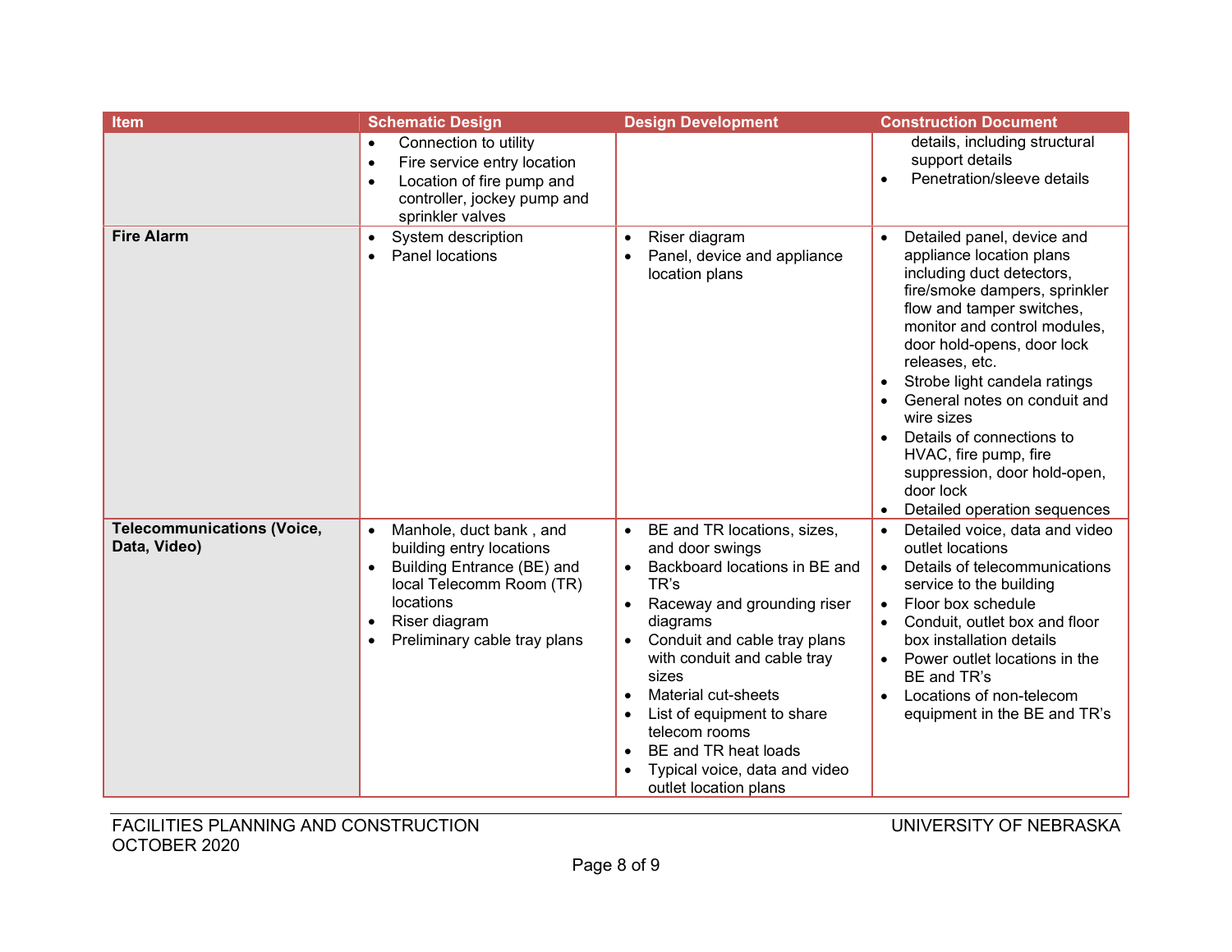| Item | Schematic Design | Design Development | Construction Document |
|---|---|---|---|
| | • Connection to utility<br>• Fire service entry location<br>• Location of fire pump and controller, jockey pump and sprinkler valves | | details, including structural support details<br>• Penetration/sleeve details |
| **Fire Alarm** | • System description<br>• Panel locations | • Riser diagram<br>• Panel, device and appliance location plans | • Detailed panel, device and appliance location plans including duct detectors, fire/smoke dampers, sprinkler flow and tamper switches, monitor and control modules, door hold-opens, door lock releases, etc.<br>• Strobe light candela ratings<br>• General notes on conduit and wire sizes<br>• Details of connections to HVAC, fire pump, fire suppression, door hold-open, door lock<br>• Detailed operation sequences |
| **Telecommunications (Voice, Data, Video)** | • Manhole, duct bank , and building entry locations<br>• Building Entrance (BE) and local Telecomm Room (TR) locations<br>• Riser diagram<br>• Preliminary cable tray plans | • BE and TR locations, sizes, and door swings<br>• Backboard locations in BE and TR's<br>• Raceway and grounding riser diagrams<br>• Conduit and cable tray plans with conduit and cable tray sizes<br>• Material cut-sheets<br>• List of equipment to share telecom rooms<br>• BE and TR heat loads<br>• Typical voice, data and video outlet location plans | • Detailed voice, data and video outlet locations<br>• Details of telecommunications service to the building<br>• Floor box schedule<br>• Conduit, outlet box and floor box installation details<br>• Power outlet locations in the BE and TR's<br>• Locations of non-telecom equipment in the BE and TR's |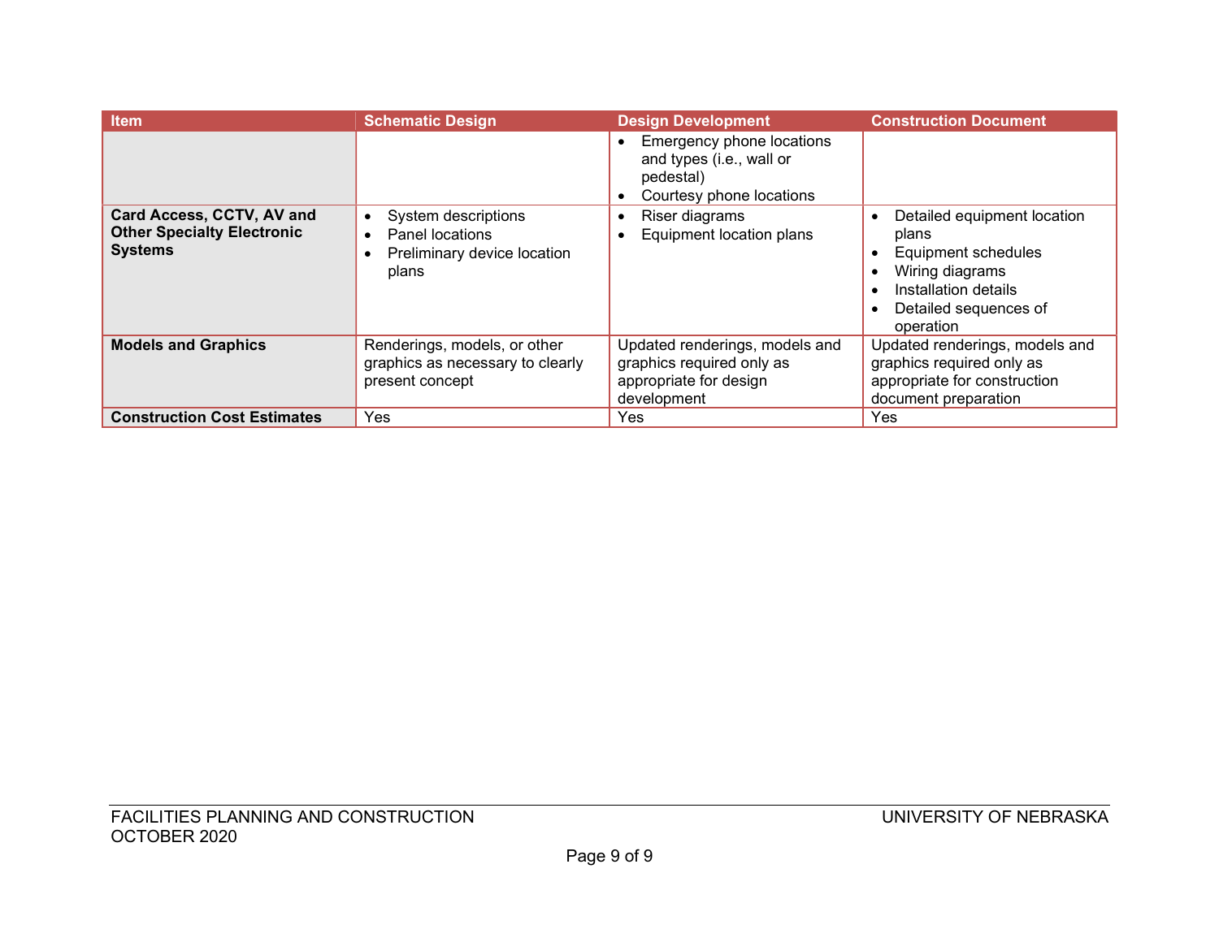| Item | Schematic Design | Design Development | Construction Document |
|---|---|---|---|
| | | • Emergency phone locations and types (i.e., wall or pedestal)<br>• Courtesy phone locations | |
| **Card Access, CCTV, AV and Other Specialty Electronic Systems** | • System descriptions<br>• Panel locations<br>• Preliminary device location plans | • Riser diagrams<br>• Equipment location plans | • Detailed equipment location plans<br>• Equipment schedules<br>• Wiring diagrams<br>• Installation details<br>• Detailed sequences of operation |
| **Models and Graphics** | Renderings, models, or other graphics as necessary to clearly present concept | Updated renderings, models and graphics required only as appropriate for design development | Updated renderings, models and graphics required only as appropriate for construction document preparation |
| **Construction Cost Estimates** | Yes | Yes | Yes |